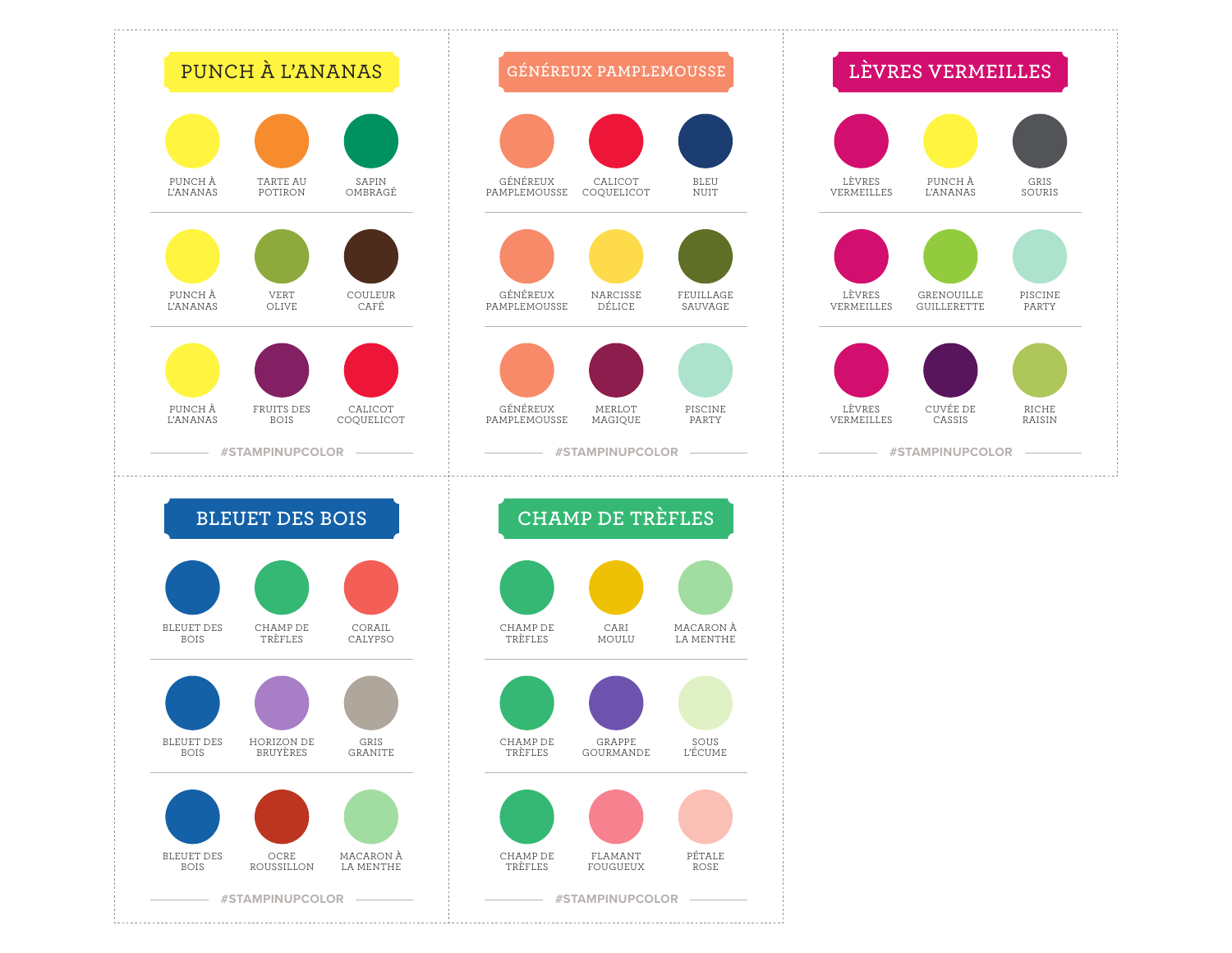## PUNCH À L'ANANAS

| | | |
|---|---|---|
| PUNCH À L'ANANAS | TARTE AU POTIRON | SAPIN OMBRAGÉ |
| PUNCH À L'ANANAS | VERT OLIVE | COULEUR CAFÉ |
| PUNCH À L'ANANAS | FRUITS DES BOIS | CALICOT COQUELICOT |

#STAMPINUPCOLOR

## GÉNÉREUX PAMPLEMOUSSE

| | | |
|---|---|---|
| GÉNÉREUX PAMPLEMOUSSE | CALICOT COQUELICOT | BLEU NUIT |
| GÉNÉREUX PAMPLEMOUSSE | NARCISSE DÉLICE | FEUILLAGE SAUVAGE |
| GÉNÉREUX PAMPLEMOUSSE | MERLOT MAGIQUE | PISCINE PARTY |

#STAMPINUPCOLOR

## LÈVRES VERMEILLES

| | | |
|---|---|---|
| LÈVRES VERMEILLES | PUNCH À L'ANANAS | GRIS SOURIS |
| LÈVRES VERMEILLES | GRENOUILLE GUILLERETTE | PISCINE PARTY |
| LÈVRES VERMEILLES | CUVÉE DE CASSIS | RICHE RAISIN |

#STAMPINUPCOLOR

## BLEUET DES BOIS

| | | |
|---|---|---|
| BLEUET DES BOIS | CHAMP DE TRÈFLES | CORAIL CALYPSO |
| BLEUET DES BOIS | HORIZON DE BRUYÈRES | GRIS GRANITE |
| BLEUET DES BOIS | OCRE ROUSSILLON | MACARON À LA MENTHE |

#STAMPINUPCOLOR

## CHAMP DE TRÈFLES

| | | |
|---|---|---|
| CHAMP DE TRÈFLES | CARI MOULU | MACARON À LA MENTHE |
| CHAMP DE TRÈFLES | GRAPPE GOURMANDE | SOUS L'ÉCUME |
| CHAMP DE TRÈFLES | FLAMANT FOUGUEUX | PÉTALE ROSE |

#STAMPINUPCOLOR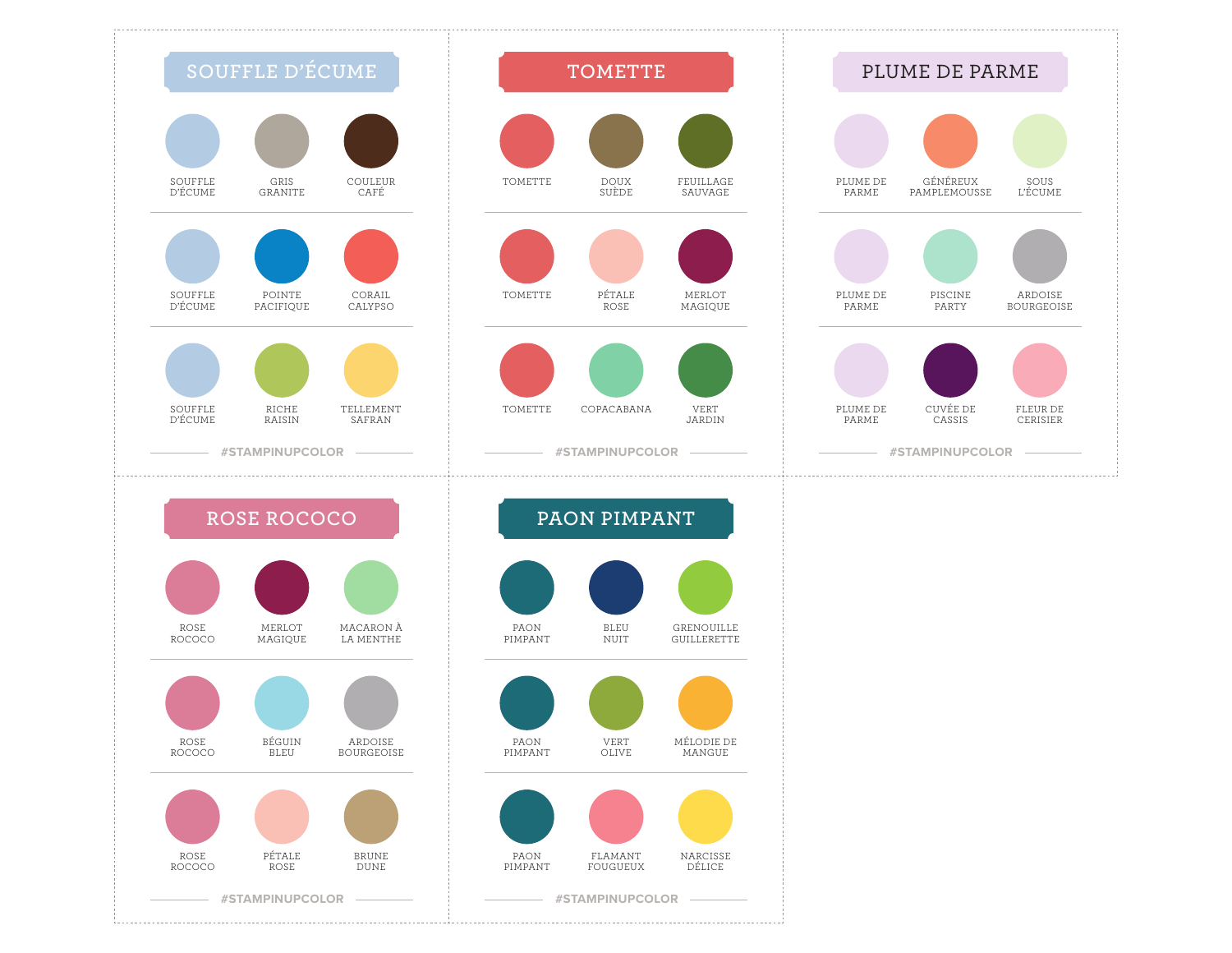## SOUFFLE D'ÉCUME

SOUFFLE D'ÉCUME — GRIS GRANITE — COULEUR CAFÉ

SOUFFLE D'ÉCUME — POINTE PACIFIQUE — CORAIL CALYPSO

SOUFFLE D'ÉCUME — RICHE RAISIN — TELLEMENT SAFRAN

#STAMPINUPCOLOR

## TOMETTE

TOMETTE — DOUX SUÈDE — FEUILLAGE SAUVAGE

TOMETTE — PÉTALE ROSE — MERLOT MAGIQUE

TOMETTE — COPACABANA — VERT JARDIN

#STAMPINUPCOLOR

## PLUME DE PARME

PLUME DE PARME — GÉNÉREUX PAMPLEMOUSSE — SOUS L'ÉCUME

PLUME DE PARME — PISCINE PARTY — ARDOISE BOURGEOISE

PLUME DE PARME — CUVÉE DE CASSIS — FLEUR DE CERISIER

#STAMPINUPCOLOR

## ROSE ROCOCO

ROSE ROCOCO — MERLOT MAGIQUE — MACARON À LA MENTHE

ROSE ROCOCO — BÉGUIN BLEU — ARDOISE BOURGEOISE

ROSE ROCOCO — PÉTALE ROSE — BRUNE DUNE

#STAMPINUPCOLOR

## PAON PIMPANT

PAON PIMPANT — BLEU NUIT — GRENOUILLE GUILLERETTE

PAON PIMPANT — VERT OLIVE — MÉLODIE DE MANGUE

PAON PIMPANT — FLAMANT FOUGUEUX — NARCISSE DÉLICE

#STAMPINUPCOLOR